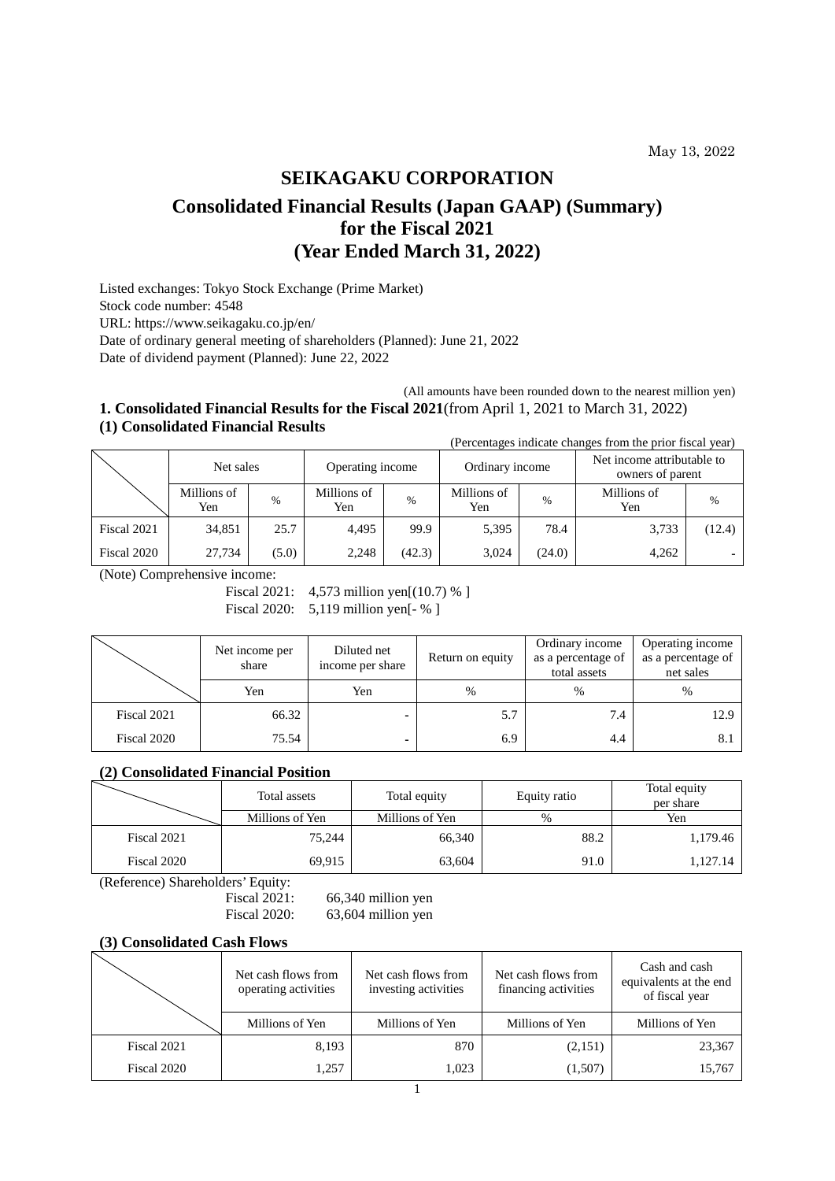May 13, 2022

# SEIKAGAKU CORPORATION

## Consolidated Financial Results (Japan GAAP) (Summary) for the Fiscal 2021 (Year Ended March 31, 2022)

Listed exchanges: Tokyo Stock Exchange (Prime Market)
Stock code number: 4548
URL: https://www.seikagaku.co.jp/en/
Date of ordinary general meeting of shareholders (Planned): June 21, 2022
Date of dividend payment (Planned): June 22, 2022

(All amounts have been rounded down to the nearest million yen)

### 1. Consolidated Financial Results for the Fiscal 2021 (from April 1, 2021 to March 31, 2022)

#### (1) Consolidated Financial Results

(Percentages indicate changes from the prior fiscal year)

| | Net sales | | Operating income | | Ordinary income | | Net income attributable to owners of parent | |
|---|---|---|---|---|---|---|---|---|
| | Millions of Yen | % | Millions of Yen | % | Millions of Yen | % | Millions of Yen | % |
| Fiscal 2021 | 34,851 | 25.7 | 4,495 | 99.9 | 5,395 | 78.4 | 3,733 | (12.4) |
| Fiscal 2020 | 27,734 | (5.0) | 2,248 | (42.3) | 3,024 | (24.0) | 4,262 | - |

(Note) Comprehensive income:
Fiscal 2021: 4,573 million yen[(10.7) % ]
Fiscal 2020: 5,119 million yen[- % ]

| | Net income per share | Diluted net income per share | Return on equity | Ordinary income as a percentage of total assets | Operating income as a percentage of net sales |
|---|---|---|---|---|---|
| | Yen | Yen | % | % | % |
| Fiscal 2021 | 66.32 | - | 5.7 | 7.4 | 12.9 |
| Fiscal 2020 | 75.54 | - | 6.9 | 4.4 | 8.1 |

#### (2) Consolidated Financial Position

| | Total assets | Total equity | Equity ratio | Total equity per share |
|---|---|---|---|---|
| | Millions of Yen | Millions of Yen | % | Yen |
| Fiscal 2021 | 75,244 | 66,340 | 88.2 | 1,179.46 |
| Fiscal 2020 | 69,915 | 63,604 | 91.0 | 1,127.14 |

(Reference) Shareholders' Equity:
Fiscal 2021: 66,340 million yen
Fiscal 2020: 63,604 million yen

#### (3) Consolidated Cash Flows

| | Net cash flows from operating activities | Net cash flows from investing activities | Net cash flows from financing activities | Cash and cash equivalents at the end of fiscal year |
|---|---|---|---|---|
| | Millions of Yen | Millions of Yen | Millions of Yen | Millions of Yen |
| Fiscal 2021 | 8,193 | 870 | (2,151) | 23,367 |
| Fiscal 2020 | 1,257 | 1,023 | (1,507) | 15,767 |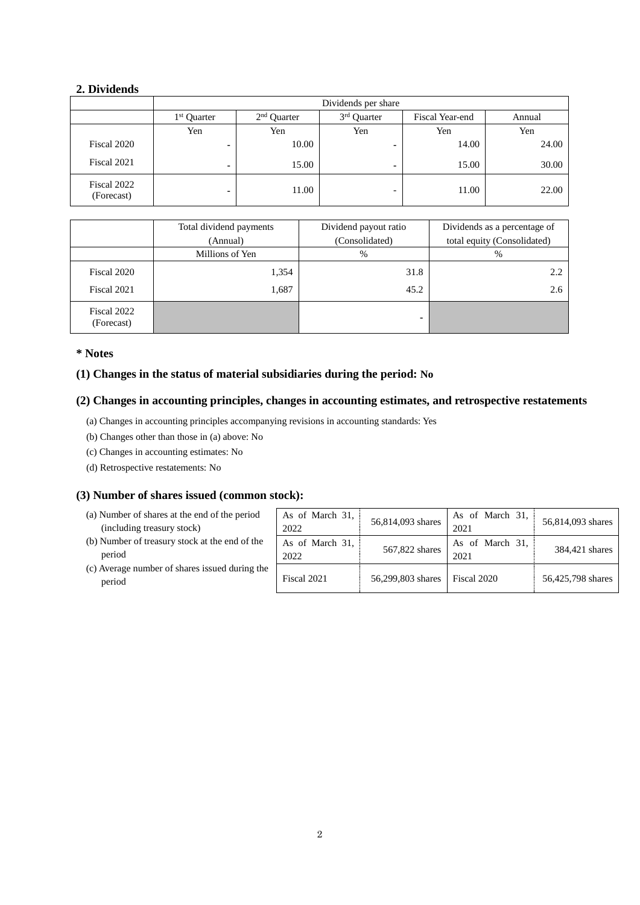## 2. Dividends

| | Dividends per share | | | | |
|---|---|---|---|---|---|
| | 1st Quarter | 2nd Quarter | 3rd Quarter | Fiscal Year-end | Annual |
| | Yen | Yen | Yen | Yen | Yen |
| Fiscal 2020 | - | 10.00 | - | 14.00 | 24.00 |
| Fiscal 2021 | - | 15.00 | - | 15.00 | 30.00 |
| Fiscal 2022 (Forecast) | - | 11.00 | - | 11.00 | 22.00 |

| | Total dividend payments (Annual) | Dividend payout ratio (Consolidated) | Dividends as a percentage of total equity (Consolidated) |
|---|---|---|---|
| | Millions of Yen | % | % |
| Fiscal 2020 | 1,354 | 31.8 | 2.2 |
| Fiscal 2021 | 1,687 | 45.2 | 2.6 |
| Fiscal 2022 (Forecast) | | - | |

**\* Notes**

### (1) Changes in the status of material subsidiaries during the period: No

### (2) Changes in accounting principles, changes in accounting estimates, and retrospective restatements

(a) Changes in accounting principles accompanying revisions in accounting standards: Yes

(b) Changes other than those in (a) above: No

(c) Changes in accounting estimates: No

(d) Retrospective restatements: No

### (3) Number of shares issued (common stock):

| | | | | |
|---|---|---|---|---|
| (a) Number of shares at the end of the period (including treasury stock) | As of March 31, 2022 | 56,814,093 shares | As of March 31, 2021 | 56,814,093 shares |
| (b) Number of treasury stock at the end of the period | As of March 31, 2022 | 567,822 shares | As of March 31, 2021 | 384,421 shares |
| (c) Average number of shares issued during the period | Fiscal 2021 | 56,299,803 shares | Fiscal 2020 | 56,425,798 shares |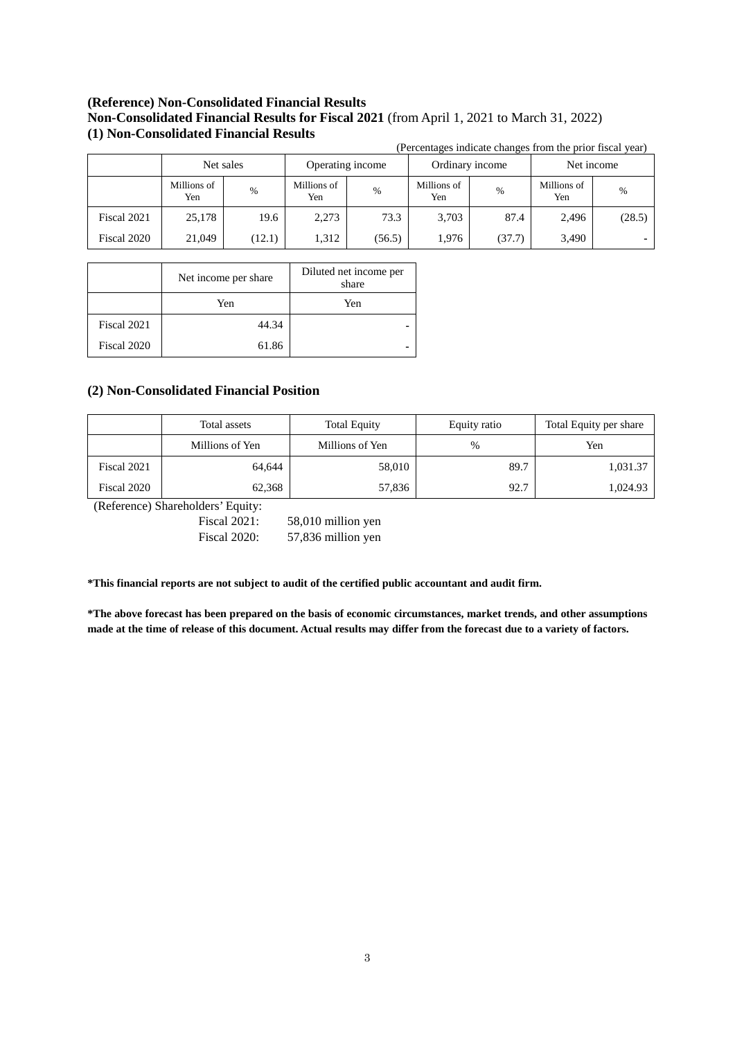**(Reference) Non-Consolidated Financial Results**

**Non-Consolidated Financial Results for Fiscal 2021** (from April 1, 2021 to March 31, 2022)

**(1) Non-Consolidated Financial Results**

(Percentages indicate changes from the prior fiscal year)

| | Net sales | | Operating income | | Ordinary income | | Net income | |
|---|---|---|---|---|---|---|---|---|
| | Millions of Yen | % | Millions of Yen | % | Millions of Yen | % | Millions of Yen | % |
| Fiscal 2021 | 25,178 | 19.6 | 2,273 | 73.3 | 3,703 | 87.4 | 2,496 | (28.5) |
| Fiscal 2020 | 21,049 | (12.1) | 1,312 | (56.5) | 1,976 | (37.7) | 3,490 | - |

| | Net income per share | Diluted net income per share |
|---|---|---|
| | Yen | Yen |
| Fiscal 2021 | 44.34 | - |
| Fiscal 2020 | 61.86 | - |

**(2) Non-Consolidated Financial Position**

| | Total assets | Total Equity | Equity ratio | Total Equity per share |
|---|---|---|---|---|
| | Millions of Yen | Millions of Yen | % | Yen |
| Fiscal 2021 | 64,644 | 58,010 | 89.7 | 1,031.37 |
| Fiscal 2020 | 62,368 | 57,836 | 92.7 | 1,024.93 |

(Reference) Shareholders' Equity:

Fiscal 2021: 58,010 million yen

Fiscal 2020: 57,836 million yen

**\*This financial reports are not subject to audit of the certified public accountant and audit firm.**

**\*The above forecast has been prepared on the basis of economic circumstances, market trends, and other assumptions made at the time of release of this document. Actual results may differ from the forecast due to a variety of factors.**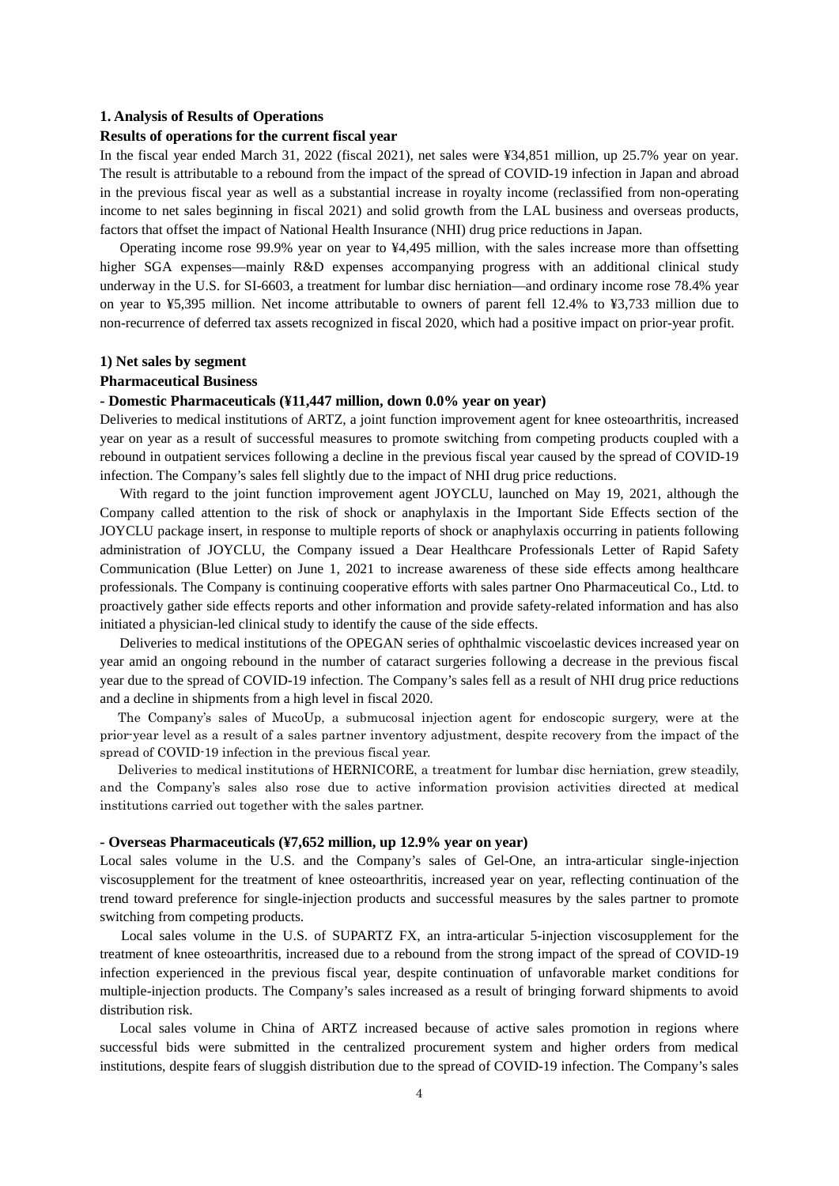## 1. Analysis of Results of Operations

### Results of operations for the current fiscal year

In the fiscal year ended March 31, 2022 (fiscal 2021), net sales were ¥34,851 million, up 25.7% year on year. The result is attributable to a rebound from the impact of the spread of COVID-19 infection in Japan and abroad in the previous fiscal year as well as a substantial increase in royalty income (reclassified from non-operating income to net sales beginning in fiscal 2021) and solid growth from the LAL business and overseas products, factors that offset the impact of National Health Insurance (NHI) drug price reductions in Japan.

Operating income rose 99.9% year on year to ¥4,495 million, with the sales increase more than offsetting higher SGA expenses—mainly R&D expenses accompanying progress with an additional clinical study underway in the U.S. for SI-6603, a treatment for lumbar disc herniation—and ordinary income rose 78.4% year on year to ¥5,395 million. Net income attributable to owners of parent fell 12.4% to ¥3,733 million due to non-recurrence of deferred tax assets recognized in fiscal 2020, which had a positive impact on prior-year profit.

### 1) Net sales by segment

#### Pharmaceutical Business

**- Domestic Pharmaceuticals (¥11,447 million, down 0.0% year on year)**

Deliveries to medical institutions of ARTZ, a joint function improvement agent for knee osteoarthritis, increased year on year as a result of successful measures to promote switching from competing products coupled with a rebound in outpatient services following a decline in the previous fiscal year caused by the spread of COVID-19 infection. The Company's sales fell slightly due to the impact of NHI drug price reductions.

With regard to the joint function improvement agent JOYCLU, launched on May 19, 2021, although the Company called attention to the risk of shock or anaphylaxis in the Important Side Effects section of the JOYCLU package insert, in response to multiple reports of shock or anaphylaxis occurring in patients following administration of JOYCLU, the Company issued a Dear Healthcare Professionals Letter of Rapid Safety Communication (Blue Letter) on June 1, 2021 to increase awareness of these side effects among healthcare professionals. The Company is continuing cooperative efforts with sales partner Ono Pharmaceutical Co., Ltd. to proactively gather side effects reports and other information and provide safety-related information and has also initiated a physician-led clinical study to identify the cause of the side effects.

Deliveries to medical institutions of the OPEGAN series of ophthalmic viscoelastic devices increased year on year amid an ongoing rebound in the number of cataract surgeries following a decrease in the previous fiscal year due to the spread of COVID-19 infection. The Company's sales fell as a result of NHI drug price reductions and a decline in shipments from a high level in fiscal 2020.

The Company's sales of MucoUp, a submucosal injection agent for endoscopic surgery, were at the prior-year level as a result of a sales partner inventory adjustment, despite recovery from the impact of the spread of COVID-19 infection in the previous fiscal year.

Deliveries to medical institutions of HERNICORE, a treatment for lumbar disc herniation, grew steadily, and the Company's sales also rose due to active information provision activities directed at medical institutions carried out together with the sales partner.

**- Overseas Pharmaceuticals (¥7,652 million, up 12.9% year on year)**

Local sales volume in the U.S. and the Company's sales of Gel-One, an intra-articular single-injection viscosupplement for the treatment of knee osteoarthritis, increased year on year, reflecting continuation of the trend toward preference for single-injection products and successful measures by the sales partner to promote switching from competing products.

Local sales volume in the U.S. of SUPARTZ FX, an intra-articular 5-injection viscosupplement for the treatment of knee osteoarthritis, increased due to a rebound from the strong impact of the spread of COVID-19 infection experienced in the previous fiscal year, despite continuation of unfavorable market conditions for multiple-injection products. The Company's sales increased as a result of bringing forward shipments to avoid distribution risk.

Local sales volume in China of ARTZ increased because of active sales promotion in regions where successful bids were submitted in the centralized procurement system and higher orders from medical institutions, despite fears of sluggish distribution due to the spread of COVID-19 infection. The Company's sales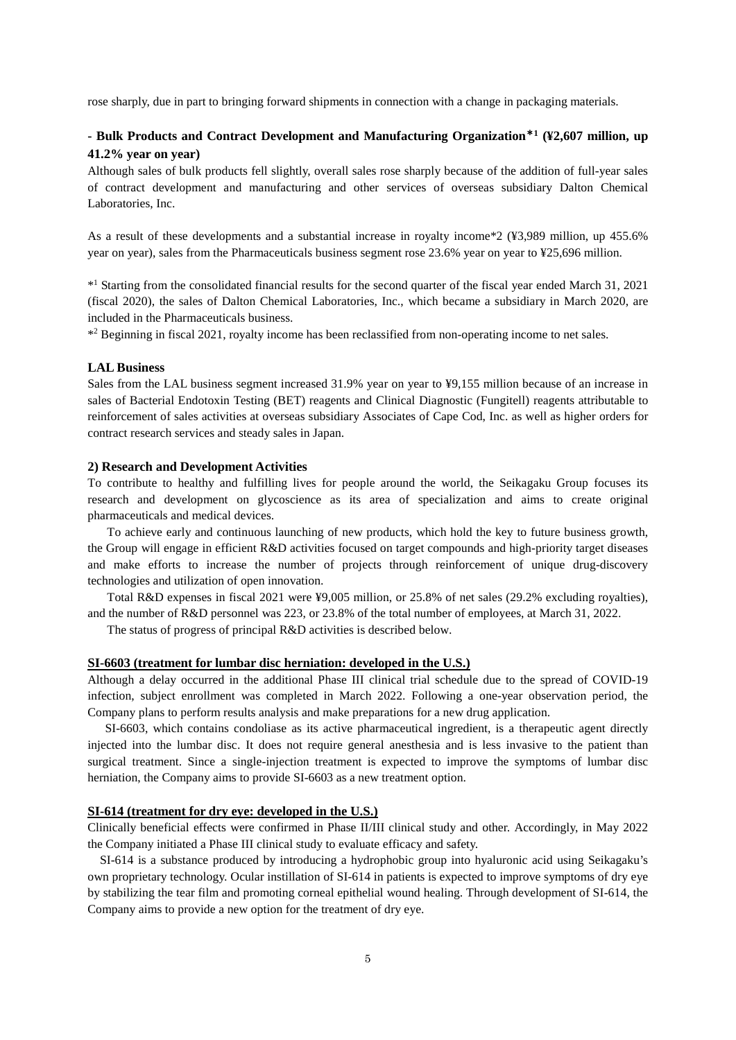rose sharply, due in part to bringing forward shipments in connection with a change in packaging materials.

**- Bulk Products and Contract Development and Manufacturing Organization*[1] (¥2,607 million, up 41.2% year on year)**

Although sales of bulk products fell slightly, overall sales rose sharply because of the addition of full-year sales of contract development and manufacturing and other services of overseas subsidiary Dalton Chemical Laboratories, Inc.

As a result of these developments and a substantial increase in royalty income*2 (¥3,989 million, up 455.6% year on year), sales from the Pharmaceuticals business segment rose 23.6% year on year to ¥25,696 million.

*[1] Starting from the consolidated financial results for the second quarter of the fiscal year ended March 31, 2021 (fiscal 2020), the sales of Dalton Chemical Laboratories, Inc., which became a subsidiary in March 2020, are included in the Pharmaceuticals business.

*[2] Beginning in fiscal 2021, royalty income has been reclassified from non-operating income to net sales.

**LAL Business**

Sales from the LAL business segment increased 31.9% year on year to ¥9,155 million because of an increase in sales of Bacterial Endotoxin Testing (BET) reagents and Clinical Diagnostic (Fungitell) reagents attributable to reinforcement of sales activities at overseas subsidiary Associates of Cape Cod, Inc. as well as higher orders for contract research services and steady sales in Japan.

**2) Research and Development Activities**

To contribute to healthy and fulfilling lives for people around the world, the Seikagaku Group focuses its research and development on glycoscience as its area of specialization and aims to create original pharmaceuticals and medical devices.

To achieve early and continuous launching of new products, which hold the key to future business growth, the Group will engage in efficient R&D activities focused on target compounds and high-priority target diseases and make efforts to increase the number of projects through reinforcement of unique drug-discovery technologies and utilization of open innovation.

Total R&D expenses in fiscal 2021 were ¥9,005 million, or 25.8% of net sales (29.2% excluding royalties), and the number of R&D personnel was 223, or 23.8% of the total number of employees, at March 31, 2022.

The status of progress of principal R&D activities is described below.

**SI-6603 (treatment for lumbar disc herniation: developed in the U.S.)**

Although a delay occurred in the additional Phase III clinical trial schedule due to the spread of COVID-19 infection, subject enrollment was completed in March 2022. Following a one-year observation period, the Company plans to perform results analysis and make preparations for a new drug application.

SI-6603, which contains condoliase as its active pharmaceutical ingredient, is a therapeutic agent directly injected into the lumbar disc. It does not require general anesthesia and is less invasive to the patient than surgical treatment. Since a single-injection treatment is expected to improve the symptoms of lumbar disc herniation, the Company aims to provide SI-6603 as a new treatment option.

**SI-614 (treatment for dry eye: developed in the U.S.)**

Clinically beneficial effects were confirmed in Phase II/III clinical study and other. Accordingly, in May 2022 the Company initiated a Phase III clinical study to evaluate efficacy and safety.

SI-614 is a substance produced by introducing a hydrophobic group into hyaluronic acid using Seikagaku's own proprietary technology. Ocular instillation of SI-614 in patients is expected to improve symptoms of dry eye by stabilizing the tear film and promoting corneal epithelial wound healing. Through development of SI-614, the Company aims to provide a new option for the treatment of dry eye.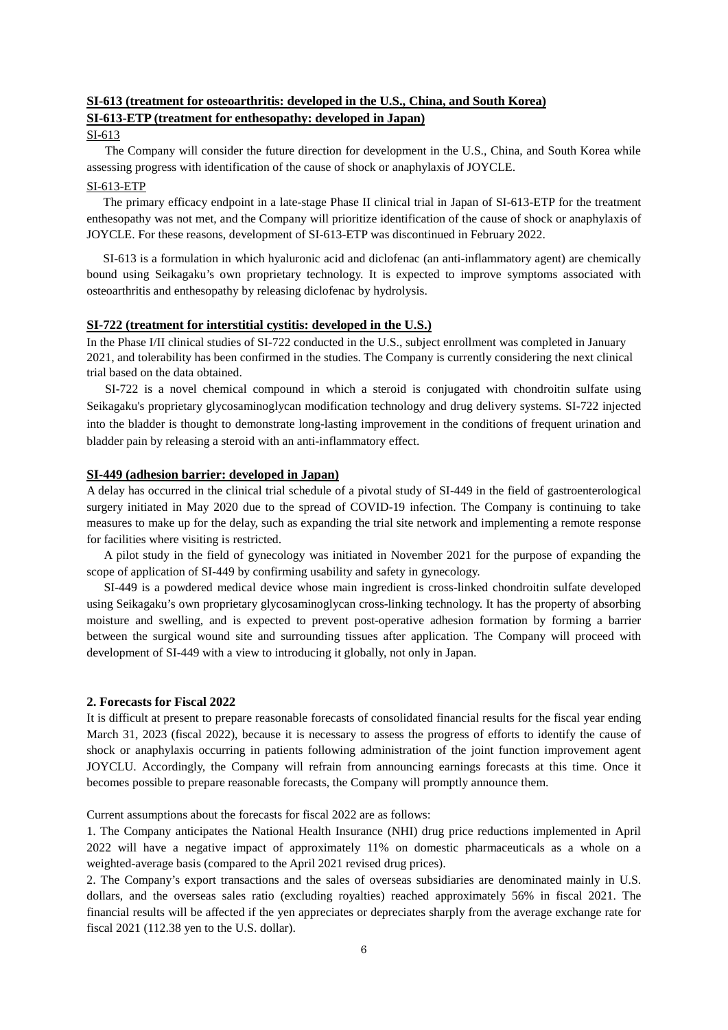**SI-613 (treatment for osteoarthritis: developed in the U.S., China, and South Korea)**

**SI-613-ETP (treatment for enthesopathy: developed in Japan)**

SI-613

The Company will consider the future direction for development in the U.S., China, and South Korea while assessing progress with identification of the cause of shock or anaphylaxis of JOYCLE.

SI-613-ETP

The primary efficacy endpoint in a late-stage Phase II clinical trial in Japan of SI-613-ETP for the treatment enthesopathy was not met, and the Company will prioritize identification of the cause of shock or anaphylaxis of JOYCLE. For these reasons, development of SI-613-ETP was discontinued in February 2022.

SI-613 is a formulation in which hyaluronic acid and diclofenac (an anti-inflammatory agent) are chemically bound using Seikagaku's own proprietary technology. It is expected to improve symptoms associated with osteoarthritis and enthesopathy by releasing diclofenac by hydrolysis.

**SI-722 (treatment for interstitial cystitis: developed in the U.S.)**

In the Phase I/II clinical studies of SI-722 conducted in the U.S., subject enrollment was completed in January 2021, and tolerability has been confirmed in the studies. The Company is currently considering the next clinical trial based on the data obtained.

SI-722 is a novel chemical compound in which a steroid is conjugated with chondroitin sulfate using Seikagaku's proprietary glycosaminoglycan modification technology and drug delivery systems. SI-722 injected into the bladder is thought to demonstrate long-lasting improvement in the conditions of frequent urination and bladder pain by releasing a steroid with an anti-inflammatory effect.

**SI-449 (adhesion barrier: developed in Japan)**

A delay has occurred in the clinical trial schedule of a pivotal study of SI-449 in the field of gastroenterological surgery initiated in May 2020 due to the spread of COVID-19 infection. The Company is continuing to take measures to make up for the delay, such as expanding the trial site network and implementing a remote response for facilities where visiting is restricted.

A pilot study in the field of gynecology was initiated in November 2021 for the purpose of expanding the scope of application of SI-449 by confirming usability and safety in gynecology.

SI-449 is a powdered medical device whose main ingredient is cross-linked chondroitin sulfate developed using Seikagaku's own proprietary glycosaminoglycan cross-linking technology. It has the property of absorbing moisture and swelling, and is expected to prevent post-operative adhesion formation by forming a barrier between the surgical wound site and surrounding tissues after application. The Company will proceed with development of SI-449 with a view to introducing it globally, not only in Japan.

## 2. Forecasts for Fiscal 2022

It is difficult at present to prepare reasonable forecasts of consolidated financial results for the fiscal year ending March 31, 2023 (fiscal 2022), because it is necessary to assess the progress of efforts to identify the cause of shock or anaphylaxis occurring in patients following administration of the joint function improvement agent JOYCLU. Accordingly, the Company will refrain from announcing earnings forecasts at this time. Once it becomes possible to prepare reasonable forecasts, the Company will promptly announce them.

Current assumptions about the forecasts for fiscal 2022 are as follows:

1. The Company anticipates the National Health Insurance (NHI) drug price reductions implemented in April 2022 will have a negative impact of approximately 11% on domestic pharmaceuticals as a whole on a weighted-average basis (compared to the April 2021 revised drug prices).
2. The Company's export transactions and the sales of overseas subsidiaries are denominated mainly in U.S. dollars, and the overseas sales ratio (excluding royalties) reached approximately 56% in fiscal 2021. The financial results will be affected if the yen appreciates or depreciates sharply from the average exchange rate for fiscal 2021 (112.38 yen to the U.S. dollar).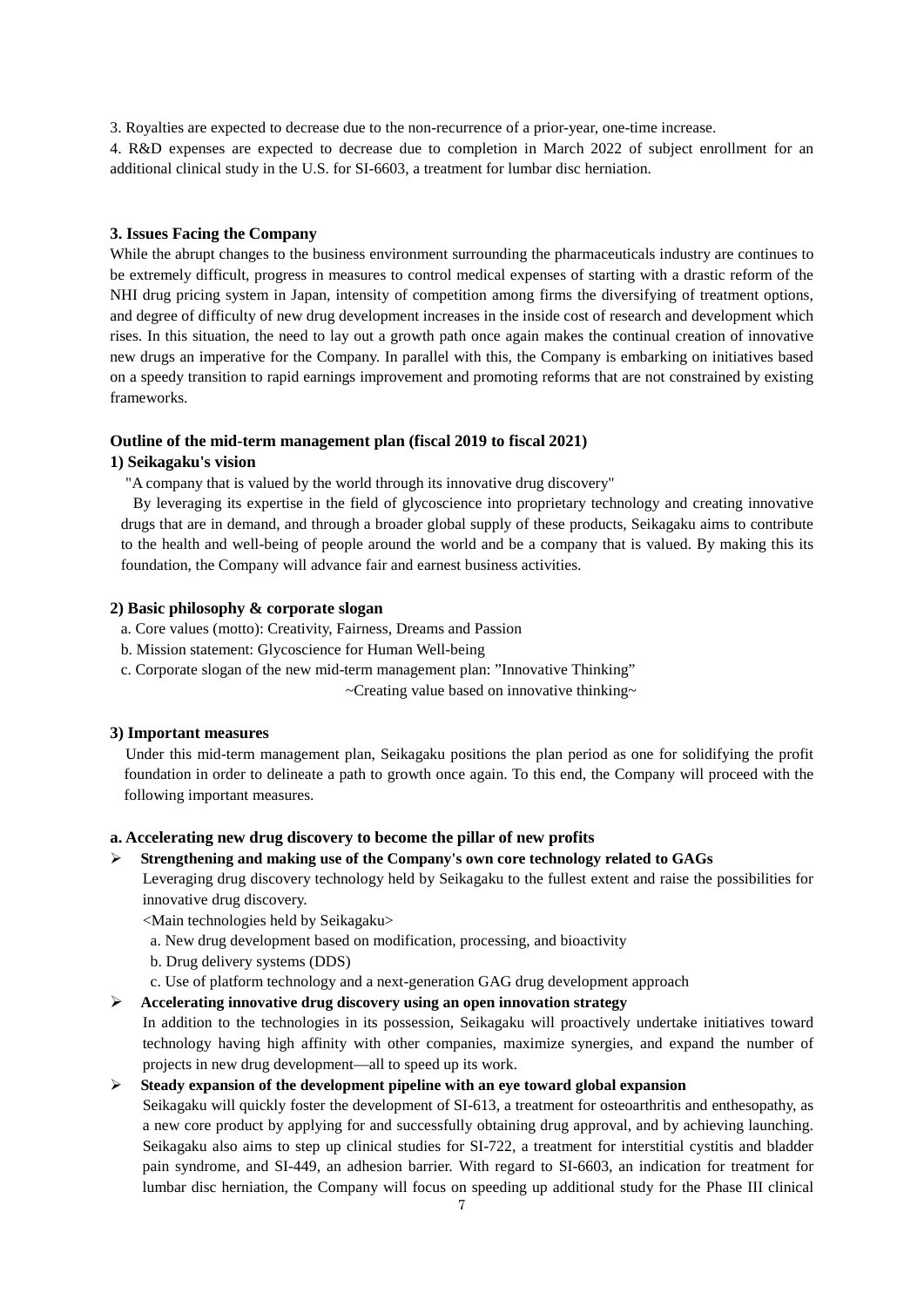3. Royalties are expected to decrease due to the non-recurrence of a prior-year, one-time increase.

4. R&D expenses are expected to decrease due to completion in March 2022 of subject enrollment for an additional clinical study in the U.S. for SI-6603, a treatment for lumbar disc herniation.

### 3. Issues Facing the Company

While the abrupt changes to the business environment surrounding the pharmaceuticals industry are continues to be extremely difficult, progress in measures to control medical expenses of starting with a drastic reform of the NHI drug pricing system in Japan, intensity of competition among firms the diversifying of treatment options, and degree of difficulty of new drug development increases in the inside cost of research and development which rises. In this situation, the need to lay out a growth path once again makes the continual creation of innovative new drugs an imperative for the Company. In parallel with this, the Company is embarking on initiatives based on a speedy transition to rapid earnings improvement and promoting reforms that are not constrained by existing frameworks.

**Outline of the mid-term management plan (fiscal 2019 to fiscal 2021)**

**1) Seikagaku's vision**

"A company that is valued by the world through its innovative drug discovery"

By leveraging its expertise in the field of glycoscience into proprietary technology and creating innovative drugs that are in demand, and through a broader global supply of these products, Seikagaku aims to contribute to the health and well-being of people around the world and be a company that is valued. By making this its foundation, the Company will advance fair and earnest business activities.

**2) Basic philosophy & corporate slogan**

a. Core values (motto): Creativity, Fairness, Dreams and Passion

b. Mission statement: Glycoscience for Human Well-being

c. Corporate slogan of the new mid-term management plan: "Innovative Thinking"

~Creating value based on innovative thinking~

**3) Important measures**

Under this mid-term management plan, Seikagaku positions the plan period as one for solidifying the profit foundation in order to delineate a path to growth once again. To this end, the Company will proceed with the following important measures.

**a. Accelerating new drug discovery to become the pillar of new profits**

- **Strengthening and making use of the Company's own core technology related to GAGs**

  Leveraging drug discovery technology held by Seikagaku to the fullest extent and raise the possibilities for innovative drug discovery.

  <Main technologies held by Seikagaku>

  a. New drug development based on modification, processing, and bioactivity

  b. Drug delivery systems (DDS)

  c. Use of platform technology and a next-generation GAG drug development approach

- **Accelerating innovative drug discovery using an open innovation strategy**

  In addition to the technologies in its possession, Seikagaku will proactively undertake initiatives toward technology having high affinity with other companies, maximize synergies, and expand the number of projects in new drug development—all to speed up its work.

- **Steady expansion of the development pipeline with an eye toward global expansion**

  Seikagaku will quickly foster the development of SI-613, a treatment for osteoarthritis and enthesopathy, as a new core product by applying for and successfully obtaining drug approval, and by achieving launching. Seikagaku also aims to step up clinical studies for SI-722, a treatment for interstitial cystitis and bladder pain syndrome, and SI-449, an adhesion barrier. With regard to SI-6603, an indication for treatment for lumbar disc herniation, the Company will focus on speeding up additional study for the Phase III clinical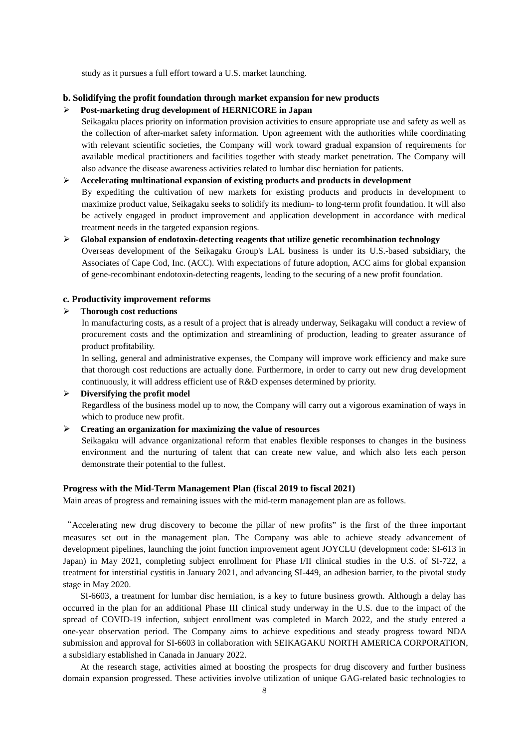study as it pursues a full effort toward a U.S. market launching.

**b. Solidifying the profit foundation through market expansion for new products**

- **Post-marketing drug development of HERNICORE in Japan**

  Seikagaku places priority on information provision activities to ensure appropriate use and safety as well as the collection of after-market safety information. Upon agreement with the authorities while coordinating with relevant scientific societies, the Company will work toward gradual expansion of requirements for available medical practitioners and facilities together with steady market penetration. The Company will also advance the disease awareness activities related to lumbar disc herniation for patients.

- **Accelerating multinational expansion of existing products and products in development**

  By expediting the cultivation of new markets for existing products and products in development to maximize product value, Seikagaku seeks to solidify its medium- to long-term profit foundation. It will also be actively engaged in product improvement and application development in accordance with medical treatment needs in the targeted expansion regions.

- **Global expansion of endotoxin-detecting reagents that utilize genetic recombination technology**

  Overseas development of the Seikagaku Group's LAL business is under its U.S.-based subsidiary, the Associates of Cape Cod, Inc. (ACC). With expectations of future adoption, ACC aims for global expansion of gene-recombinant endotoxin-detecting reagents, leading to the securing of a new profit foundation.

**c. Productivity improvement reforms**

- **Thorough cost reductions**

  In manufacturing costs, as a result of a project that is already underway, Seikagaku will conduct a review of procurement costs and the optimization and streamlining of production, leading to greater assurance of product profitability.

  In selling, general and administrative expenses, the Company will improve work efficiency and make sure that thorough cost reductions are actually done. Furthermore, in order to carry out new drug development continuously, it will address efficient use of R&D expenses determined by priority.

- **Diversifying the profit model**

  Regardless of the business model up to now, the Company will carry out a vigorous examination of ways in which to produce new profit.

- **Creating an organization for maximizing the value of resources**

  Seikagaku will advance organizational reform that enables flexible responses to changes in the business environment and the nurturing of talent that can create new value, and which also lets each person demonstrate their potential to the fullest.

**Progress with the Mid-Term Management Plan (fiscal 2019 to fiscal 2021)**

Main areas of progress and remaining issues with the mid-term management plan are as follows.

"Accelerating new drug discovery to become the pillar of new profits" is the first of the three important measures set out in the management plan. The Company was able to achieve steady advancement of development pipelines, launching the joint function improvement agent JOYCLU (development code: SI-613 in Japan) in May 2021, completing subject enrollment for Phase I/II clinical studies in the U.S. of SI-722, a treatment for interstitial cystitis in January 2021, and advancing SI-449, an adhesion barrier, to the pivotal study stage in May 2020.

SI-6603, a treatment for lumbar disc herniation, is a key to future business growth. Although a delay has occurred in the plan for an additional Phase III clinical study underway in the U.S. due to the impact of the spread of COVID-19 infection, subject enrollment was completed in March 2022, and the study entered a one-year observation period. The Company aims to achieve expeditious and steady progress toward NDA submission and approval for SI-6603 in collaboration with SEIKAGAKU NORTH AMERICA CORPORATION, a subsidiary established in Canada in January 2022.

At the research stage, activities aimed at boosting the prospects for drug discovery and further business domain expansion progressed. These activities involve utilization of unique GAG-related basic technologies to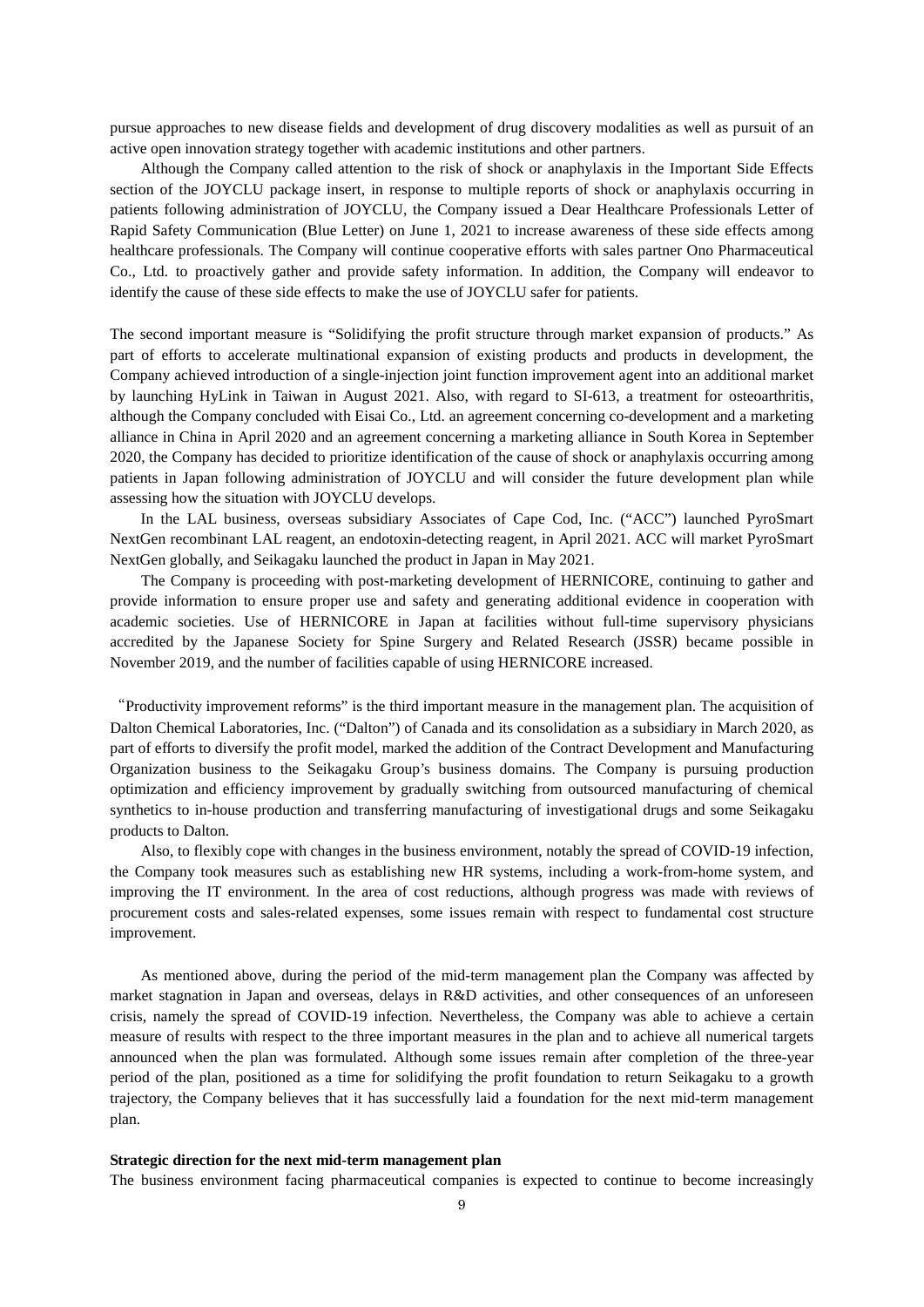pursue approaches to new disease fields and development of drug discovery modalities as well as pursuit of an active open innovation strategy together with academic institutions and other partners.

Although the Company called attention to the risk of shock or anaphylaxis in the Important Side Effects section of the JOYCLU package insert, in response to multiple reports of shock or anaphylaxis occurring in patients following administration of JOYCLU, the Company issued a Dear Healthcare Professionals Letter of Rapid Safety Communication (Blue Letter) on June 1, 2021 to increase awareness of these side effects among healthcare professionals. The Company will continue cooperative efforts with sales partner Ono Pharmaceutical Co., Ltd. to proactively gather and provide safety information. In addition, the Company will endeavor to identify the cause of these side effects to make the use of JOYCLU safer for patients.

The second important measure is "Solidifying the profit structure through market expansion of products." As part of efforts to accelerate multinational expansion of existing products and products in development, the Company achieved introduction of a single-injection joint function improvement agent into an additional market by launching HyLink in Taiwan in August 2021. Also, with regard to SI-613, a treatment for osteoarthritis, although the Company concluded with Eisai Co., Ltd. an agreement concerning co-development and a marketing alliance in China in April 2020 and an agreement concerning a marketing alliance in South Korea in September 2020, the Company has decided to prioritize identification of the cause of shock or anaphylaxis occurring among patients in Japan following administration of JOYCLU and will consider the future development plan while assessing how the situation with JOYCLU develops.

In the LAL business, overseas subsidiary Associates of Cape Cod, Inc. ("ACC") launched PyroSmart NextGen recombinant LAL reagent, an endotoxin-detecting reagent, in April 2021. ACC will market PyroSmart NextGen globally, and Seikagaku launched the product in Japan in May 2021.

The Company is proceeding with post-marketing development of HERNICORE, continuing to gather and provide information to ensure proper use and safety and generating additional evidence in cooperation with academic societies. Use of HERNICORE in Japan at facilities without full-time supervisory physicians accredited by the Japanese Society for Spine Surgery and Related Research (JSSR) became possible in November 2019, and the number of facilities capable of using HERNICORE increased.

"Productivity improvement reforms" is the third important measure in the management plan. The acquisition of Dalton Chemical Laboratories, Inc. ("Dalton") of Canada and its consolidation as a subsidiary in March 2020, as part of efforts to diversify the profit model, marked the addition of the Contract Development and Manufacturing Organization business to the Seikagaku Group's business domains. The Company is pursuing production optimization and efficiency improvement by gradually switching from outsourced manufacturing of chemical synthetics to in-house production and transferring manufacturing of investigational drugs and some Seikagaku products to Dalton.

Also, to flexibly cope with changes in the business environment, notably the spread of COVID-19 infection, the Company took measures such as establishing new HR systems, including a work-from-home system, and improving the IT environment. In the area of cost reductions, although progress was made with reviews of procurement costs and sales-related expenses, some issues remain with respect to fundamental cost structure improvement.

As mentioned above, during the period of the mid-term management plan the Company was affected by market stagnation in Japan and overseas, delays in R&D activities, and other consequences of an unforeseen crisis, namely the spread of COVID-19 infection. Nevertheless, the Company was able to achieve a certain measure of results with respect to the three important measures in the plan and to achieve all numerical targets announced when the plan was formulated. Although some issues remain after completion of the three-year period of the plan, positioned as a time for solidifying the profit foundation to return Seikagaku to a growth trajectory, the Company believes that it has successfully laid a foundation for the next mid-term management plan.

**Strategic direction for the next mid-term management plan**

The business environment facing pharmaceutical companies is expected to continue to become increasingly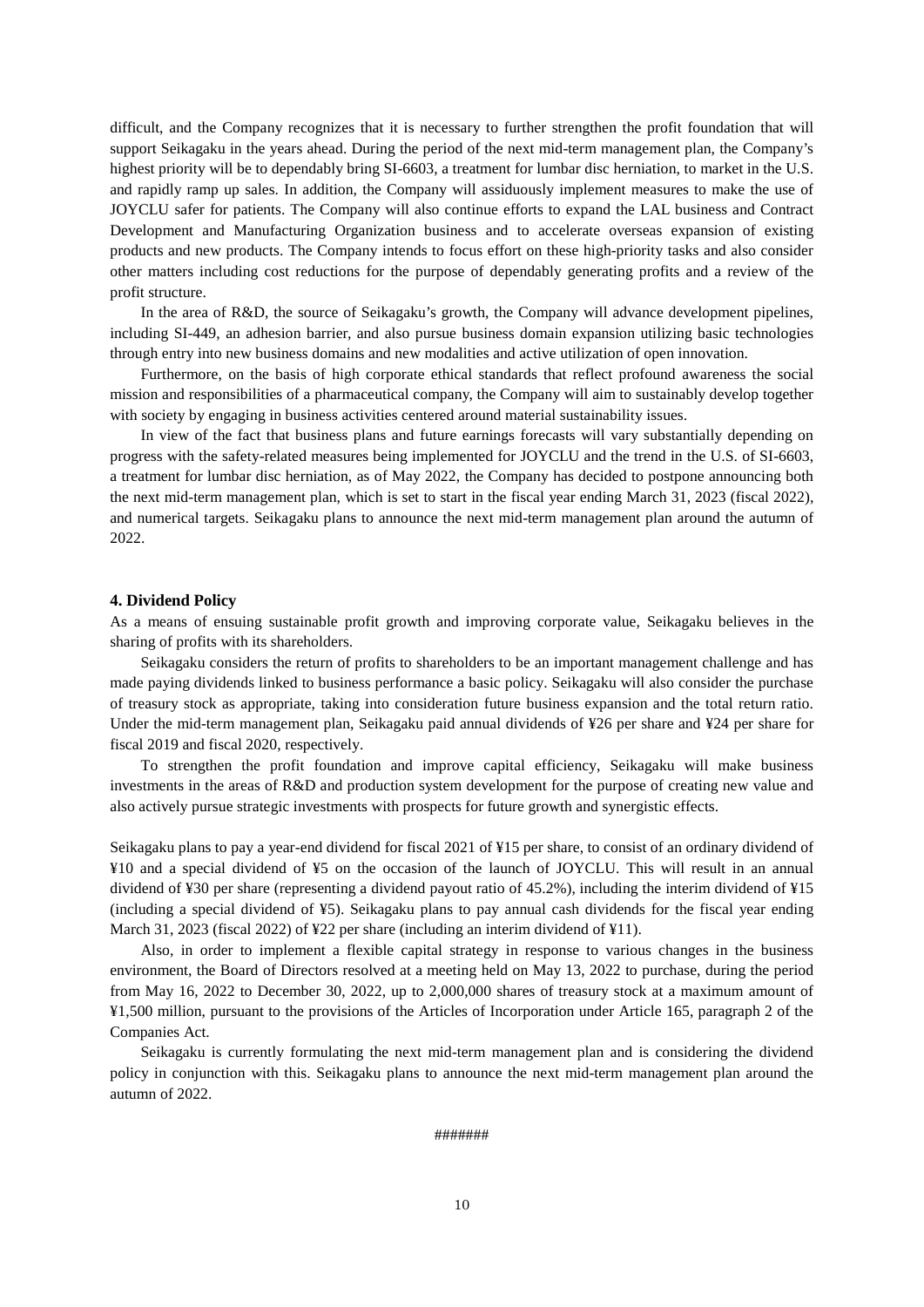difficult, and the Company recognizes that it is necessary to further strengthen the profit foundation that will support Seikagaku in the years ahead. During the period of the next mid-term management plan, the Company's highest priority will be to dependably bring SI-6603, a treatment for lumbar disc herniation, to market in the U.S. and rapidly ramp up sales. In addition, the Company will assiduously implement measures to make the use of JOYCLU safer for patients. The Company will also continue efforts to expand the LAL business and Contract Development and Manufacturing Organization business and to accelerate overseas expansion of existing products and new products. The Company intends to focus effort on these high-priority tasks and also consider other matters including cost reductions for the purpose of dependably generating profits and a review of the profit structure.

In the area of R&D, the source of Seikagaku's growth, the Company will advance development pipelines, including SI-449, an adhesion barrier, and also pursue business domain expansion utilizing basic technologies through entry into new business domains and new modalities and active utilization of open innovation.

Furthermore, on the basis of high corporate ethical standards that reflect profound awareness the social mission and responsibilities of a pharmaceutical company, the Company will aim to sustainably develop together with society by engaging in business activities centered around material sustainability issues.

In view of the fact that business plans and future earnings forecasts will vary substantially depending on progress with the safety-related measures being implemented for JOYCLU and the trend in the U.S. of SI-6603, a treatment for lumbar disc herniation, as of May 2022, the Company has decided to postpone announcing both the next mid-term management plan, which is set to start in the fiscal year ending March 31, 2023 (fiscal 2022), and numerical targets. Seikagaku plans to announce the next mid-term management plan around the autumn of 2022.

#### 4. Dividend Policy

As a means of ensuing sustainable profit growth and improving corporate value, Seikagaku believes in the sharing of profits with its shareholders.

Seikagaku considers the return of profits to shareholders to be an important management challenge and has made paying dividends linked to business performance a basic policy. Seikagaku will also consider the purchase of treasury stock as appropriate, taking into consideration future business expansion and the total return ratio. Under the mid-term management plan, Seikagaku paid annual dividends of ¥26 per share and ¥24 per share for fiscal 2019 and fiscal 2020, respectively.

To strengthen the profit foundation and improve capital efficiency, Seikagaku will make business investments in the areas of R&D and production system development for the purpose of creating new value and also actively pursue strategic investments with prospects for future growth and synergistic effects.

Seikagaku plans to pay a year-end dividend for fiscal 2021 of ¥15 per share, to consist of an ordinary dividend of ¥10 and a special dividend of ¥5 on the occasion of the launch of JOYCLU. This will result in an annual dividend of ¥30 per share (representing a dividend payout ratio of 45.2%), including the interim dividend of ¥15 (including a special dividend of ¥5). Seikagaku plans to pay annual cash dividends for the fiscal year ending March 31, 2023 (fiscal 2022) of ¥22 per share (including an interim dividend of ¥11).

Also, in order to implement a flexible capital strategy in response to various changes in the business environment, the Board of Directors resolved at a meeting held on May 13, 2022 to purchase, during the period from May 16, 2022 to December 30, 2022, up to 2,000,000 shares of treasury stock at a maximum amount of ¥1,500 million, pursuant to the provisions of the Articles of Incorporation under Article 165, paragraph 2 of the Companies Act.

Seikagaku is currently formulating the next mid-term management plan and is considering the dividend policy in conjunction with this. Seikagaku plans to announce the next mid-term management plan around the autumn of 2022.

#######